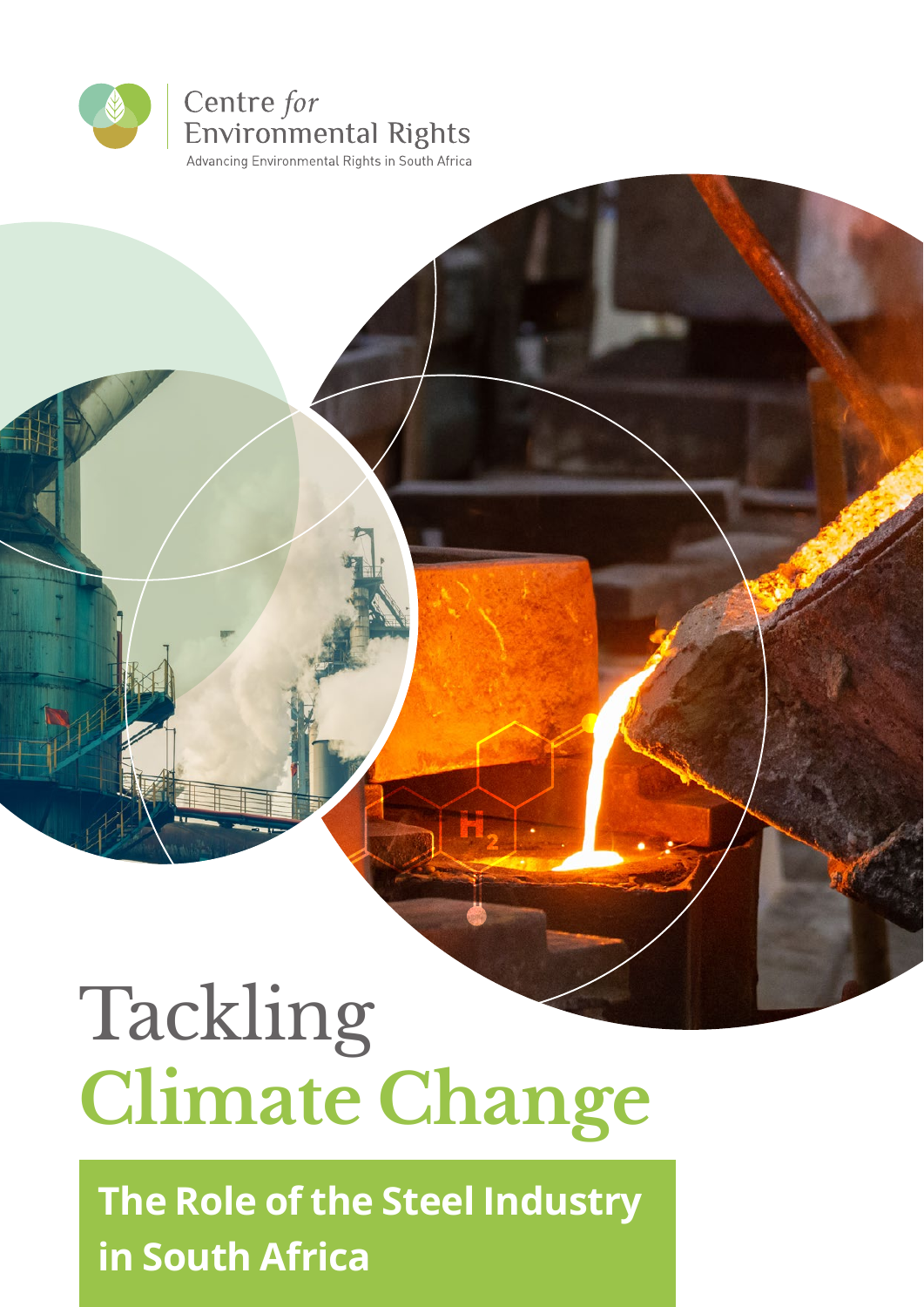Centre *for* Environmental Rights

Advancing Environmental Rights in South Africa

# Tackling Climate Change

## The Role of the Steel Industry in South Africa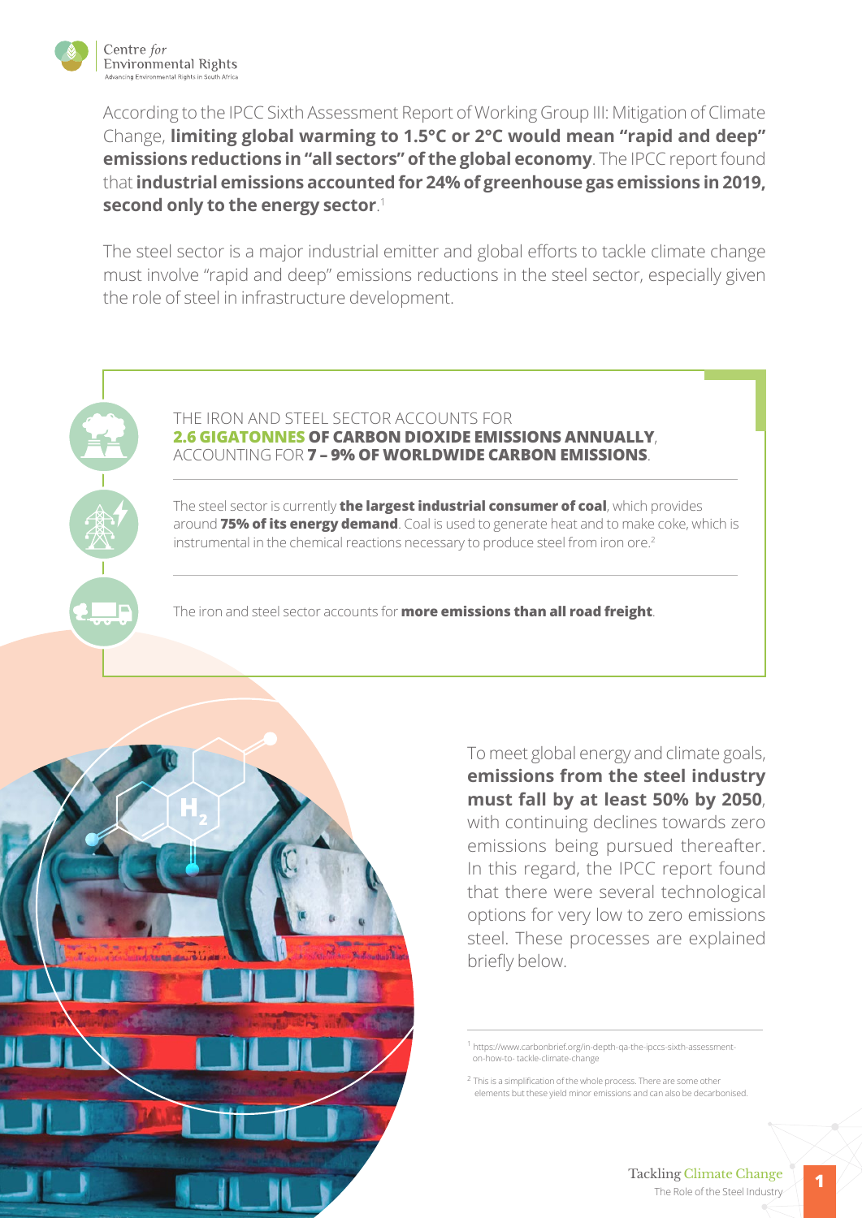According to the IPCC Sixth Assessment Report of Working Group III: Mitigation of Climate Change, **limiting global warming to 1.5°C or 2°C would mean "rapid and deep" emissions reductions in "all sectors" of the global economy**. The IPCC report found that **industrial emissions accounted for 24% of greenhouse gas emissions in 2019, second only to the energy sector**.[1]

The steel sector is a major industrial emitter and global efforts to tackle climate change must involve "rapid and deep" emissions reductions in the steel sector, especially given the role of steel in infrastructure development.

THE IRON AND STEEL SECTOR ACCOUNTS FOR **2.6 GIGATONNES OF CARBON DIOXIDE EMISSIONS ANNUALLY**, ACCOUNTING FOR **7 – 9% OF WORLDWIDE CARBON EMISSIONS**.

The steel sector is currently **the largest industrial consumer of coal**, which provides around **75% of its energy demand**. Coal is used to generate heat and to make coke, which is instrumental in the chemical reactions necessary to produce steel from iron ore.[2]

The iron and steel sector accounts for **more emissions than all road freight**.

To meet global energy and climate goals, **emissions from the steel industry must fall by at least 50% by 2050**, with continuing declines towards zero emissions being pursued thereafter. In this regard, the IPCC report found that there were several technological options for very low to zero emissions steel. These processes are explained briefly below.

[1] https://www.carbonbrief.org/in-depth-qa-the-ipccs-sixth-assessment-on-how-to- tackle-climate-change

[2] This is a simplification of the whole process. There are some other elements but these yield minor emissions and can also be decarbonised.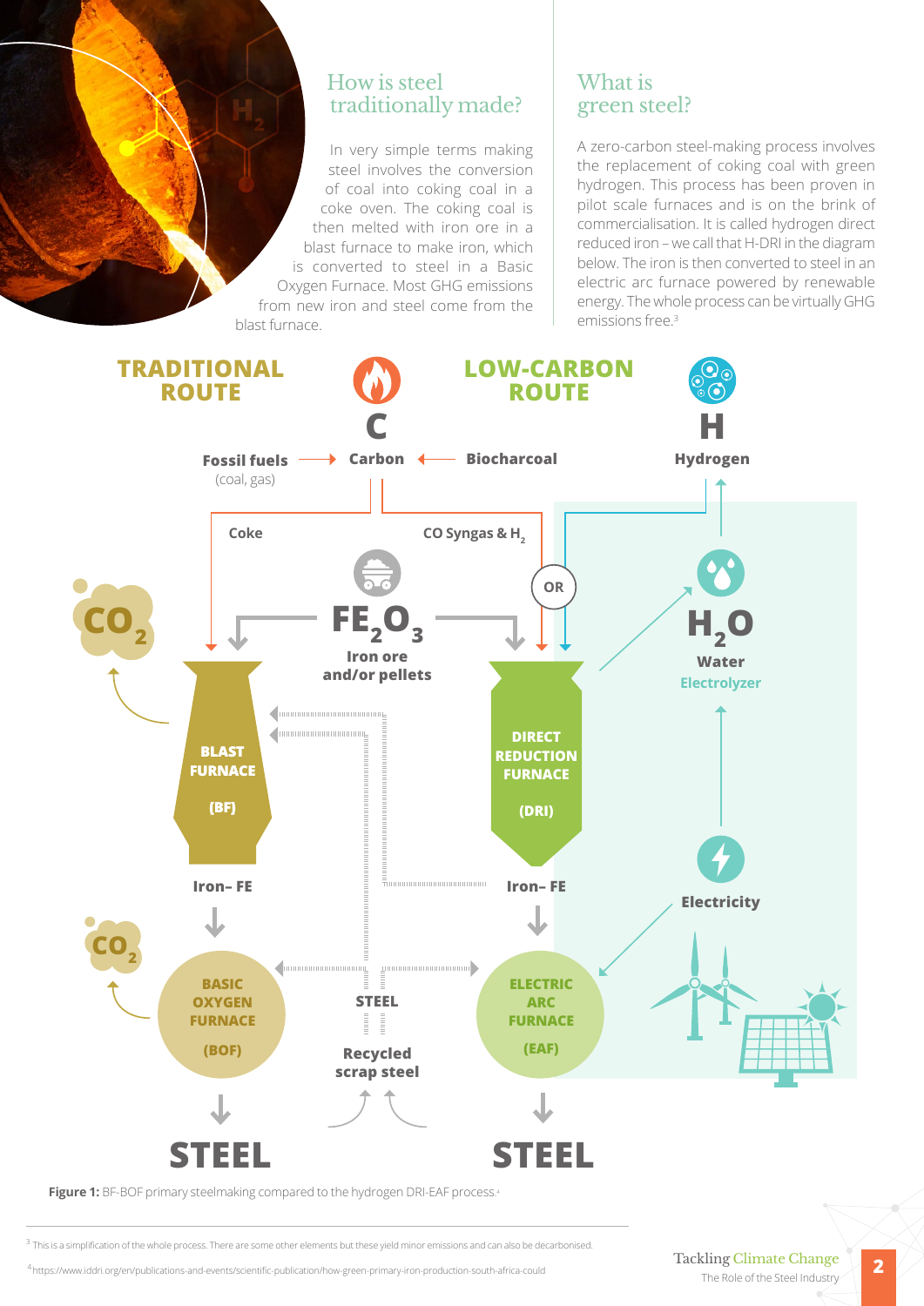## How is steel traditionally made?

In very simple terms making steel involves the conversion of coal into coking coal in a coke oven. The coking coal is then melted with iron ore in a blast furnace to make iron, which is converted to steel in a Basic Oxygen Furnace. Most GHG emissions from new iron and steel come from the blast furnace.

## What is green steel?

A zero-carbon steel-making process involves the replacement of coking coal with green hydrogen. This process has been proven in pilot scale furnaces and is on the brink of commercialisation. It is called hydrogen direct reduced iron – we call that H-DRI in the diagram below. The iron is then converted to steel in an electric arc furnace powered by renewable energy. The whole process can be virtually GHG emissions free.[3]

**TRADITIONAL ROUTE** | **LOW-CARBON ROUTE**

**C** — **Fossil fuels** (coal, gas) → **Carbon** ← **Biocharcoal**

**H** — **Hydrogen**

**Coke** | **CO Syngas & $H_2$** | OR

$CO_2$

$FE_2O_3$ **Iron ore and/or pellets**

$H_2O$ **Water** — Electrolyzer

**BLAST FURNACE (BF)** | **DIRECT REDUCTION FURNACE (DRI)**

**Iron– FE** | **Iron– FE**

**Electricity**

$CO_2$

**BASIC OXYGEN FURNACE (BOF)** | **STEEL** | **ELECTRIC ARC FURNACE (EAF)**

**Recycled scrap steel**

**STEEL** | **STEEL**

**Figure 1:** BF-BOF primary steelmaking compared to the hydrogen DRI-EAF process.[4]

[3] This is a simplification of the whole process. There are some other elements but these yield minor emissions and can also be decarbonised.

[4] https://www.iddri.org/en/publications-and-events/scientific-publication/how-green-primary-iron-production-south-africa-could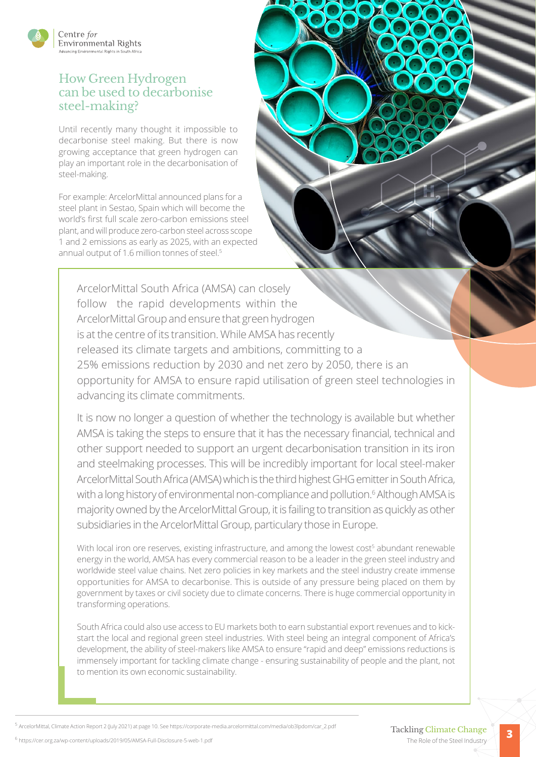## How Green Hydrogen can be used to decarbonise steel-making?

Until recently many thought it impossible to decarbonise steel making. But there is now growing acceptance that green hydrogen can play an important role in the decarbonisation of steel-making.

For example: ArcelorMittal announced plans for a steel plant in Sestao, Spain which will become the world's first full scale zero-carbon emissions steel plant, and will produce zero-carbon steel across scope 1 and 2 emissions as early as 2025, with an expected annual output of 1.6 million tonnes of steel.[5]

ArcelorMittal South Africa (AMSA) can closely follow the rapid developments within the ArcelorMittal Group and ensure that green hydrogen is at the centre of its transition. While AMSA has recently released its climate targets and ambitions, committing to a 25% emissions reduction by 2030 and net zero by 2050, there is an opportunity for AMSA to ensure rapid utilisation of green steel technologies in advancing its climate commitments.

It is now no longer a question of whether the technology is available but whether AMSA is taking the steps to ensure that it has the necessary financial, technical and other support needed to support an urgent decarbonisation transition in its iron and steelmaking processes. This will be incredibly important for local steel-maker ArcelorMittal South Africa (AMSA) which is the third highest GHG emitter in South Africa, with a long history of environmental non-compliance and pollution.[6] Although AMSA is majority owned by the ArcelorMittal Group, it is failing to transition as quickly as other subsidiaries in the ArcelorMittal Group, particulary those in Europe.

With local iron ore reserves, existing infrastructure, and among the lowest cost[5] abundant renewable energy in the world, AMSA has every commercial reason to be a leader in the green steel industry and worldwide steel value chains. Net zero policies in key markets and the steel industry create immense opportunities for AMSA to decarbonise. This is outside of any pressure being placed on them by government by taxes or civil society due to climate concerns. There is huge commercial opportunity in transforming operations.

South Africa could also use access to EU markets both to earn substantial export revenues and to kick-start the local and regional green steel industries. With steel being an integral component of Africa's development, the ability of steel-makers like AMSA to ensure "rapid and deep" emissions reductions is immensely important for tackling climate change - ensuring sustainability of people and the plant, not to mention its own economic sustainability.

---

[5] ArcelorMittal, Climate Action Report 2 (July 2021) at page 10. See https://corporate-media.arcelormittal.com/media/ob3lpdom/car_2.pdf

[6] https://cer.org.za/wp-content/uploads/2019/05/AMSA-Full-Disclosure-5-web-1.pdf